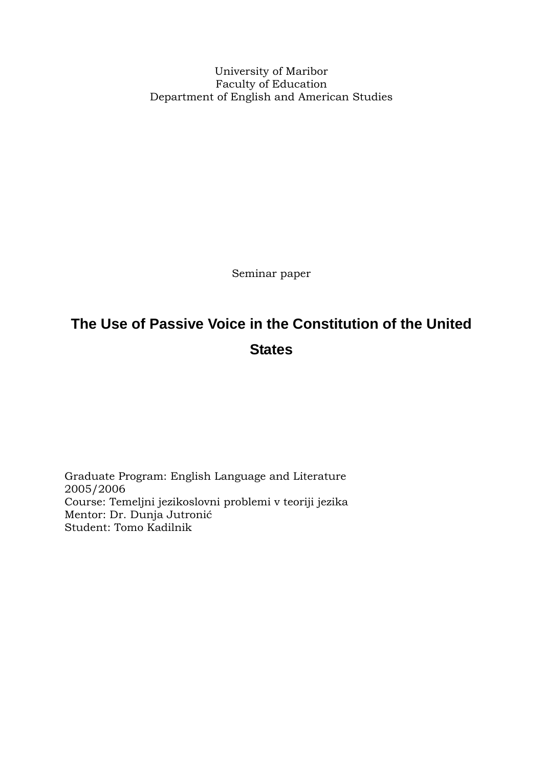University of Maribor
Faculty of Education
Department of English and American Studies

Seminar paper

# The Use of Passive Voice in the Constitution of the United States

Graduate Program: English Language and Literature
2005/2006
Course: Temeljni jezikoslovni problemi v teoriji jezika
Mentor: Dr. Dunja Jutronić
Student: Tomo Kadilnik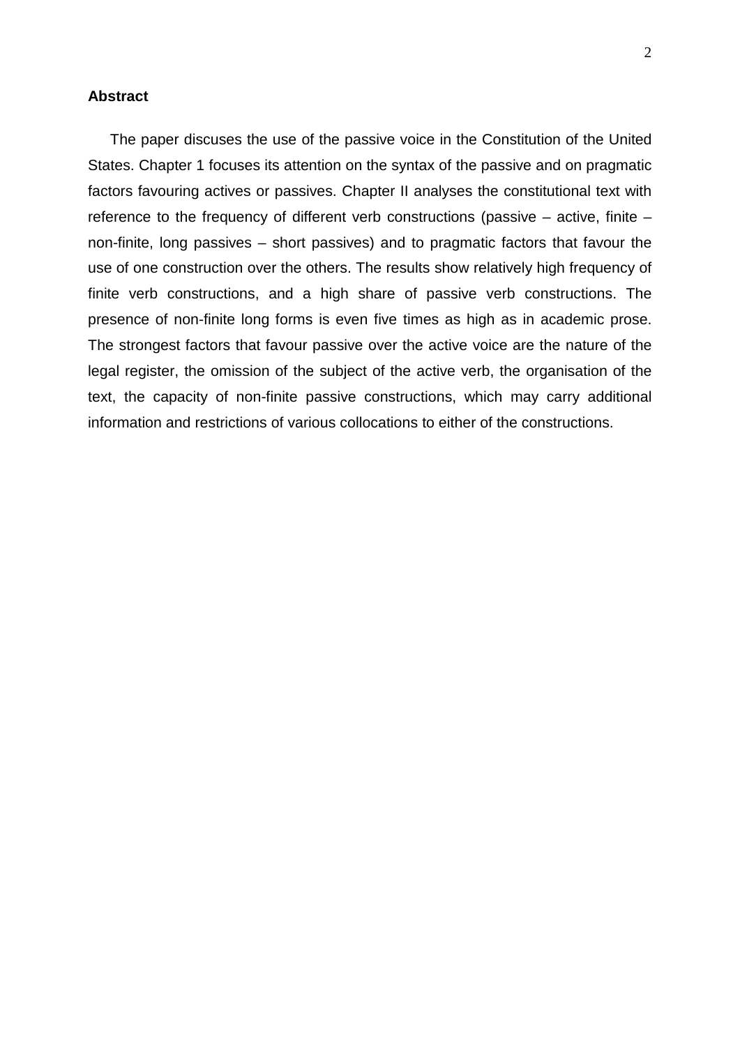**Abstract**

The paper discuses the use of the passive voice in the Constitution of the United States. Chapter 1 focuses its attention on the syntax of the passive and on pragmatic factors favouring actives or passives. Chapter II analyses the constitutional text with reference to the frequency of different verb constructions (passive – active, finite – non-finite, long passives – short passives) and to pragmatic factors that favour the use of one construction over the others. The results show relatively high frequency of finite verb constructions, and a high share of passive verb constructions. The presence of non-finite long forms is even five times as high as in academic prose. The strongest factors that favour passive over the active voice are the nature of the legal register, the omission of the subject of the active verb, the organisation of the text, the capacity of non-finite passive constructions, which may carry additional information and restrictions of various collocations to either of the constructions.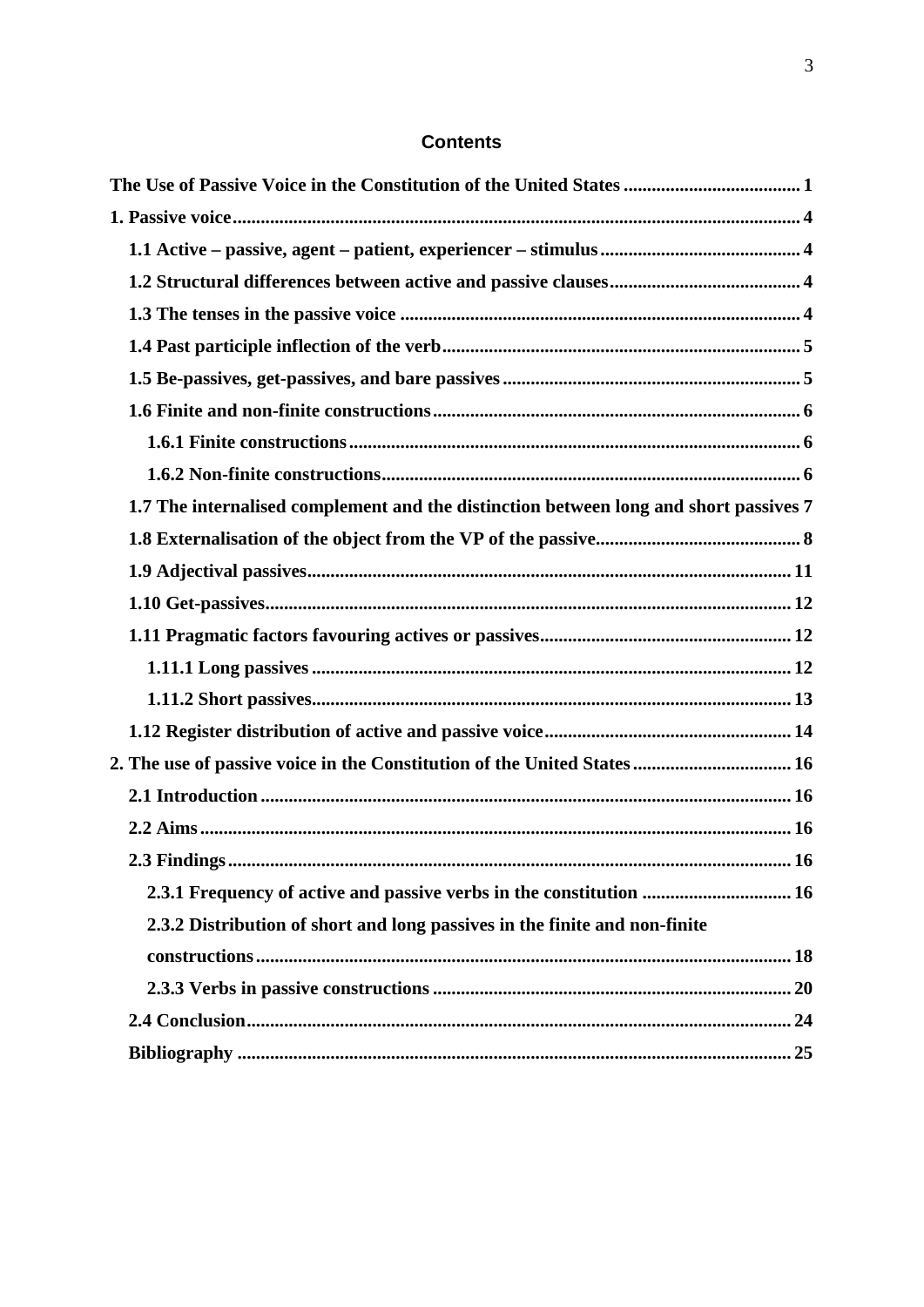## Contents

**The Use of Passive Voice in the Constitution of the United States** ..................................... 1

**1. Passive voice** ........................................................................................................ 4

- **1.1 Active – passive, agent – patient, experiencer – stimulus** ........................................... 4
- **1.2 Structural differences between active and passive clauses** ......................................... 4
- **1.3 The tenses in the passive voice** ..................................................................................... 4
- **1.4 Past participle inflection of the verb** ............................................................................ 5
- **1.5 Be-passives, get-passives, and bare passives** ............................................................... 5
- **1.6 Finite and non-finite constructions** .............................................................................. 6
  - **1.6.1 Finite constructions** ................................................................................................ 6
  - **1.6.2 Non-finite constructions** ......................................................................................... 6
- **1.7 The internalised complement and the distinction between long and short passives** 7
- **1.8 Externalisation of the object from the VP of the passive** ............................................ 8
- **1.9 Adjectival passives** ....................................................................................................... 11
- **1.10 Get-passives** ................................................................................................................ 12
- **1.11 Pragmatic factors favouring actives or passives** ...................................................... 12
  - **1.11.1 Long passives** ...................................................................................................... 12
  - **1.11.2 Short passives** ...................................................................................................... 13
- **1.12 Register distribution of active and passive voice** ..................................................... 14

**2. The use of passive voice in the Constitution of the United States** .................................. 16

- **2.1 Introduction** ................................................................................................................. 16
- **2.2 Aims** .............................................................................................................................. 16
- **2.3 Findings** ........................................................................................................................ 16
  - **2.3.1 Frequency of active and passive verbs in the constitution** ................................ 16
  - **2.3.2 Distribution of short and long passives in the finite and non-finite constructions** .................................................................................................................. 18
  - **2.3.3 Verbs in passive constructions** ............................................................................ 20
- **2.4 Conclusion** .................................................................................................................... 24
- **Bibliography** ...................................................................................................................... 25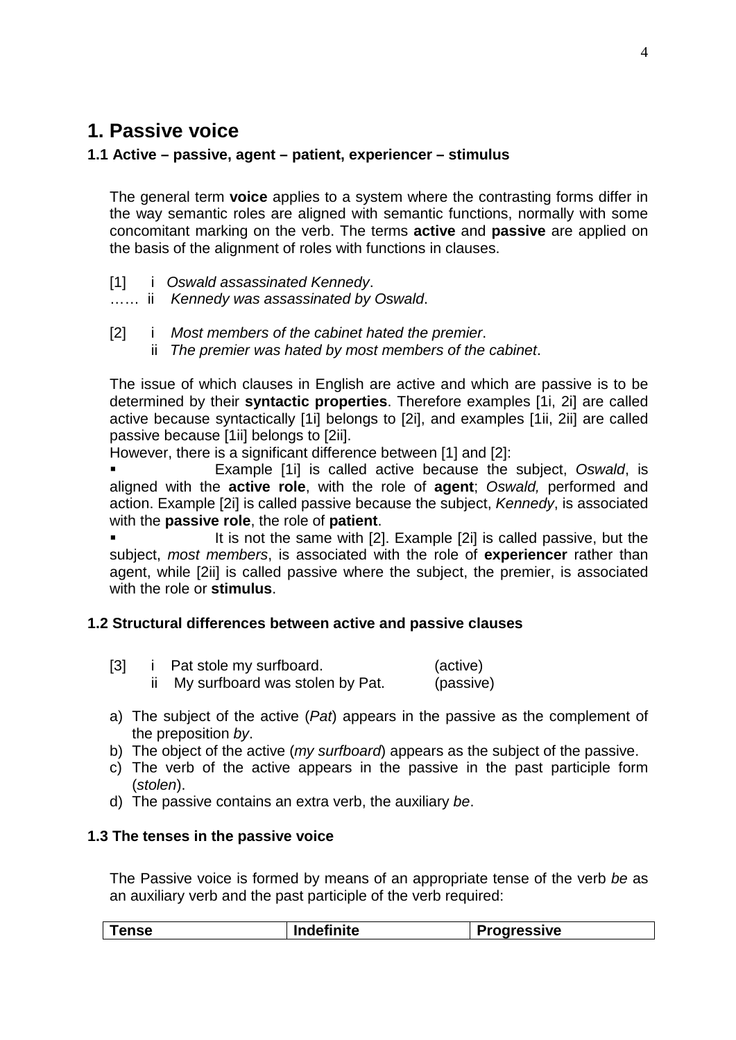# 1. Passive voice

### 1.1 Active – passive, agent – patient, experiencer – stimulus

The general term **voice** applies to a system where the contrasting forms differ in the way semantic roles are aligned with semantic functions, normally with some concomitant marking on the verb. The terms **active** and **passive** are applied on the basis of the alignment of roles with functions in clauses.

[1] i *Oswald assassinated Kennedy*.
…… ii *Kennedy was assassinated by Oswald*.

[2] i *Most members of the cabinet hated the premier*.
ii *The premier was hated by most members of the cabinet*.

The issue of which clauses in English are active and which are passive is to be determined by their **syntactic properties**. Therefore examples [1i, 2i] are called active because syntactically [1i] belongs to [2i], and examples [1ii, 2ii] are called passive because [1ii] belongs to [2ii].

However, there is a significant difference between [1] and [2]:

- Example [1i] is called active because the subject, *Oswald*, is aligned with the **active role**, with the role of **agent**; *Oswald,* performed and action. Example [2i] is called passive because the subject, *Kennedy*, is associated with the **passive role**, the role of **patient**.
- It is not the same with [2]. Example [2i] is called passive, but the subject, *most members*, is associated with the role of **experiencer** rather than agent, while [2ii] is called passive where the subject, the premier, is associated with the role or **stimulus**.

### 1.2 Structural differences between active and passive clauses

[3] i Pat stole my surfboard. (active)
ii My surfboard was stolen by Pat. (passive)

a) The subject of the active (*Pat*) appears in the passive as the complement of the preposition *by*.
b) The object of the active (*my surfboard*) appears as the subject of the passive.
c) The verb of the active appears in the passive in the past participle form (*stolen*).
d) The passive contains an extra verb, the auxiliary *be*.

### 1.3 The tenses in the passive voice

The Passive voice is formed by means of an appropriate tense of the verb *be* as an auxiliary verb and the past participle of the verb required:

| Tense | Indefinite | Progressive |
|---|---|---|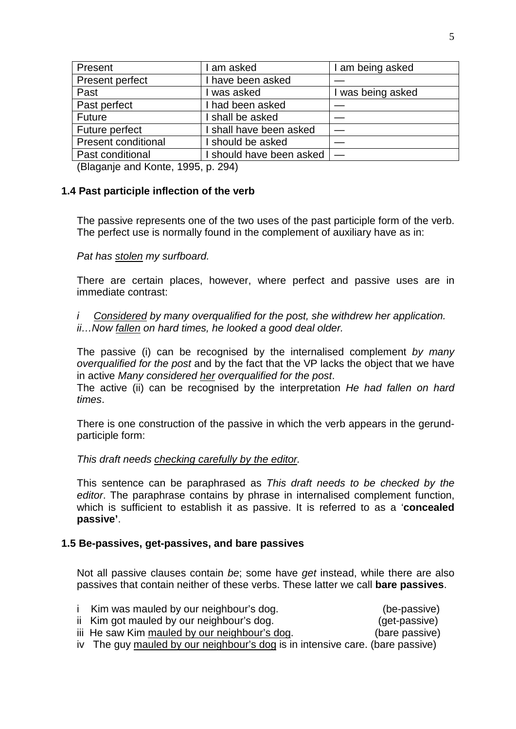| Present | I am asked | I am being asked |
|---|---|---|
| Present perfect | I have been asked | — |
| Past | I was asked | I was being asked |
| Past perfect | I had been asked | — |
| Future | I shall be asked | — |
| Future perfect | I shall have been asked | — |
| Present conditional | I should be asked | — |
| Past conditional | I should have been asked | — |

(Blaganje and Konte, 1995, p. 294)

### 1.4 Past participle inflection of the verb

The passive represents one of the two uses of the past participle form of the verb. The perfect use is normally found in the complement of auxiliary have as in:

*Pat has <u>stolen</u> my surfboard.*

There are certain places, however, where perfect and passive uses are in immediate contrast:

*i <u>Considered</u> by many overqualified for the post, she withdrew her application.*
*ii…Now <u>fallen</u> on hard times, he looked a good deal older.*

The passive (i) can be recognised by the internalised complement *by many overqualified for the post* and by the fact that the VP lacks the object that we have in active *Many considered <u>her</u> overqualified for the post*.
The active (ii) can be recognised by the interpretation *He had fallen on hard times*.

There is one construction of the passive in which the verb appears in the gerund-participle form:

*This draft needs <u>checking carefully by the editor</u>.*

This sentence can be paraphrased as *This draft needs to be checked by the editor*. The paraphrase contains by phrase in internalised complement function, which is sufficient to establish it as passive. It is referred to as a '**concealed passive'**.

### 1.5 Be-passives, get-passives, and bare passives

Not all passive clauses contain *be*; some have *get* instead, while there are also passives that contain neither of these verbs. These latter we call **bare passives**.

i Kim was mauled by our neighbour's dog. (be-passive)
ii Kim got mauled by our neighbour's dog. (get-passive)
iii He saw Kim <u>mauled by our neighbour's dog</u>. (bare passive)
iv The guy <u>mauled by our neighbour's dog</u> is in intensive care. (bare passive)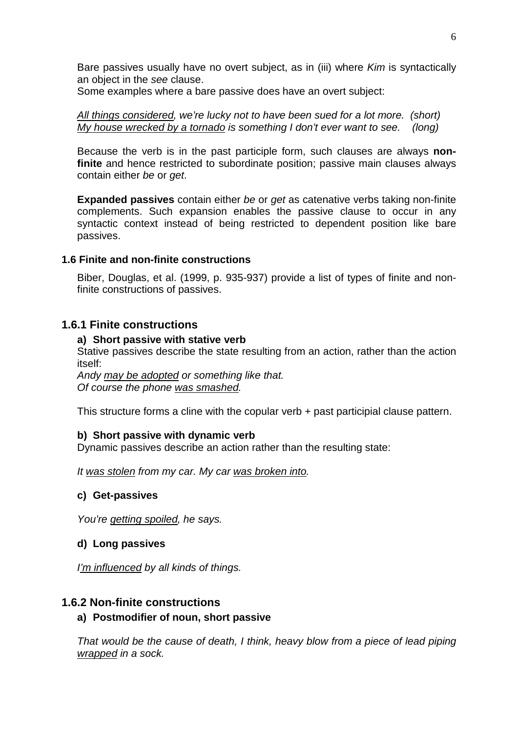Bare passives usually have no overt subject, as in (iii) where *Kim* is syntactically an object in the *see* clause.
Some examples where a bare passive does have an overt subject:

*<u>All things considered</u>, we're lucky not to have been sued for a lot more.  (short)*
*<u>My house wrecked by a tornado</u> is something I don't ever want to see.   (long)*

Because the verb is in the past participle form, such clauses are always **non-finite** and hence restricted to subordinate position; passive main clauses always contain either *be* or *get*.

**Expanded passives** contain either *be* or *get* as catenative verbs taking non-finite complements. Such expansion enables the passive clause to occur in any syntactic context instead of being restricted to dependent position like bare passives.

### 1.6 Finite and non-finite constructions

Biber, Douglas, et al. (1999, p. 935-937) provide a list of types of finite and non-finite constructions of passives.

## 1.6.1 Finite constructions

**a) Short passive with stative verb**
Stative passives describe the state resulting from an action, rather than the action itself:
*Andy <u>may be adopted</u> or something like that.*
*Of course the phone <u>was smashed</u>.*

This structure forms a cline with the copular verb + past participial clause pattern.

**b) Short passive with dynamic verb**
Dynamic passives describe an action rather than the resulting state:

*It <u>was stolen</u> from my car. My car <u>was broken into</u>.*

**c) Get-passives**

*You're <u>getting spoiled</u>, he says.*

**d) Long passives**

*I<u>'m influenced</u> by all kinds of things.*

## 1.6.2 Non-finite constructions

**a) Postmodifier of noun, short passive**

*That would be the cause of death, I think, heavy blow from a piece of lead piping <u>wrapped</u> in a sock.*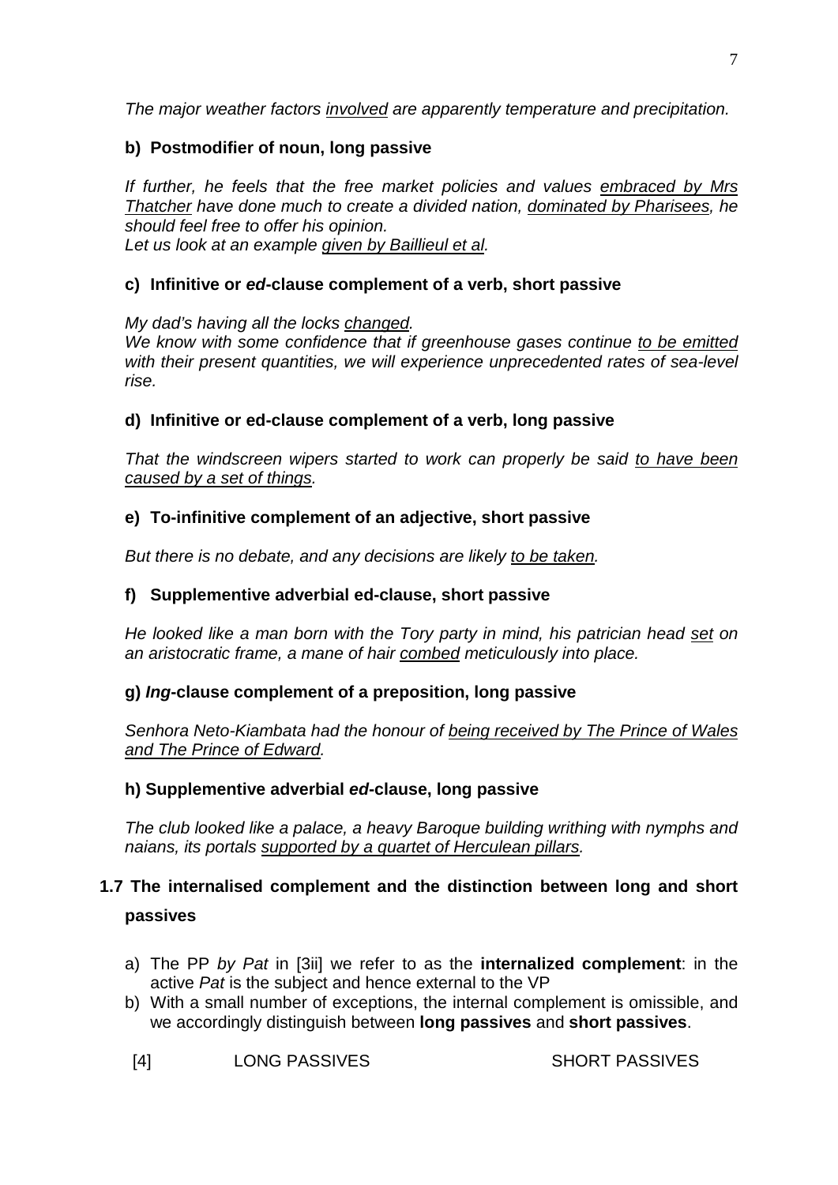*The major weather factors <u>involved</u> are apparently temperature and precipitation.*

**b) Postmodifier of noun, long passive**

*If further, he feels that the free market policies and values <u>embraced by Mrs Thatcher</u> have done much to create a divided nation, <u>dominated by Pharisees</u>, he should feel free to offer his opinion.*
*Let us look at an example <u>given by Baillieul et al</u>.*

**c) Infinitive or *ed*-clause complement of a verb, short passive**

*My dad's having all the locks <u>changed</u>.*
*We know with some confidence that if greenhouse gases continue <u>to be emitted</u> with their present quantities, we will experience unprecedented rates of sea-level rise.*

**d) Infinitive or ed-clause complement of a verb, long passive**

*That the windscreen wipers started to work can properly be said <u>to have been caused by a set of things</u>.*

**e) To-infinitive complement of an adjective, short passive**

*But there is no debate, and any decisions are likely <u>to be taken</u>.*

**f) Supplementive adverbial ed-clause, short passive**

*He looked like a man born with the Tory party in mind, his patrician head <u>set</u> on an aristocratic frame, a mane of hair <u>combed</u> meticulously into place.*

**g) *Ing*-clause complement of a preposition, long passive**

*Senhora Neto-Kiambata had the honour of <u>being received by The Prince of Wales and The Prince of Edward</u>.*

**h) Supplementive adverbial *ed*-clause, long passive**

*The club looked like a palace, a heavy Baroque building writhing with nymphs and naians, its portals <u>supported by a quartet of Herculean pillars.</u>*

## 1.7 The internalised complement and the distinction between long and short passives

a) The PP *by Pat* in [3ii] we refer to as the **internalized complement**: in the active *Pat* is the subject and hence external to the VP
b) With a small number of exceptions, the internal complement is omissible, and we accordingly distinguish between **long passives** and **short passives**.

[4] LONG PASSIVES SHORT PASSIVES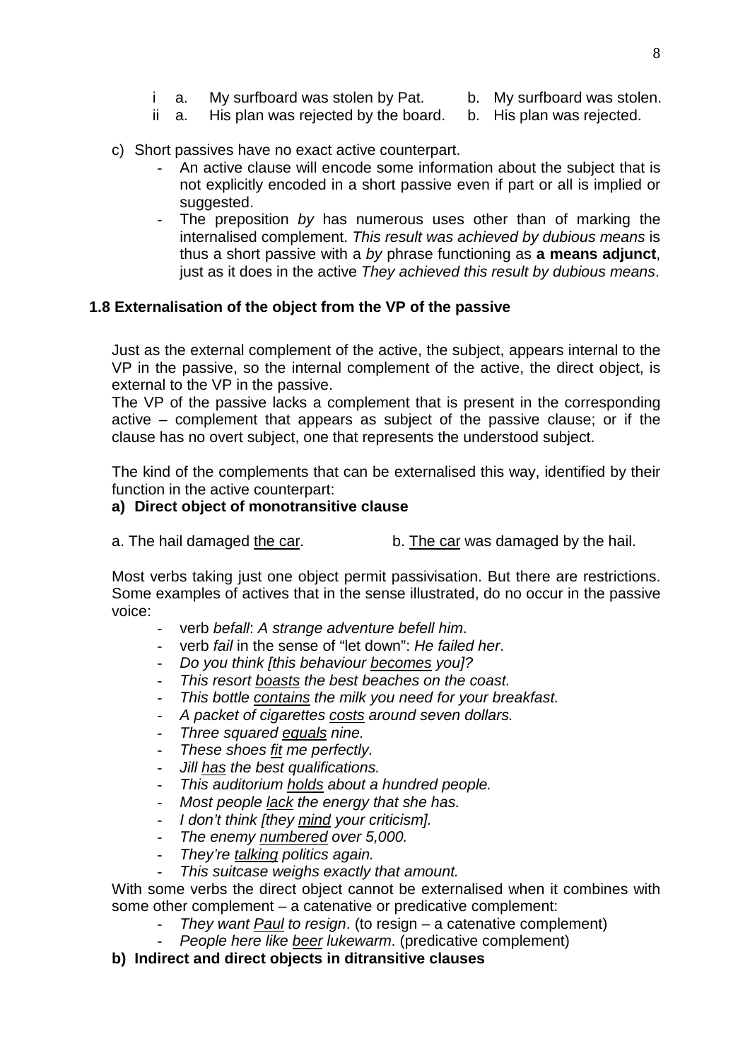i a. My surfboard was stolen by Pat. b. My surfboard was stolen.
ii a. His plan was rejected by the board. b. His plan was rejected.

c) Short passives have no exact active counterpart.
   - An active clause will encode some information about the subject that is not explicitly encoded in a short passive even if part or all is implied or suggested.
   - The preposition *by* has numerous uses other than of marking the internalised complement. *This result was achieved by dubious means* is thus a short passive with a *by* phrase functioning as **a means adjunct**, just as it does in the active *They achieved this result by dubious means*.

### 1.8 Externalisation of the object from the VP of the passive

Just as the external complement of the active, the subject, appears internal to the VP in the passive, so the internal complement of the active, the direct object, is external to the VP in the passive.

The VP of the passive lacks a complement that is present in the corresponding active – complement that appears as subject of the passive clause; or if the clause has no overt subject, one that represents the understood subject.

The kind of the complements that can be externalised this way, identified by their function in the active counterpart:

**a) Direct object of monotransitive clause**

a. The hail damaged <u>the car</u>. b. <u>The car</u> was damaged by the hail.

Most verbs taking just one object permit passivisation. But there are restrictions. Some examples of actives that in the sense illustrated, do no occur in the passive voice:

- verb *befall*: *A strange adventure befell him*.
- verb *fail* in the sense of "let down": *He failed her*.
- *Do you think [this behaviour <u>becomes</u> you]?*
- *This resort <u>boasts</u> the best beaches on the coast.*
- *This bottle <u>contains</u> the milk you need for your breakfast.*
- *A packet of cigarettes <u>costs</u> around seven dollars.*
- *Three squared <u>equals</u> nine.*
- *These shoes <u>fit</u> me perfectly.*
- *Jill <u>has</u> the best qualifications.*
- *This auditorium <u>holds</u> about a hundred people.*
- *Most people <u>lack</u> the energy that she has.*
- *I don't think [they <u>mind</u> your criticism].*
- *The enemy <u>numbered</u> over 5,000.*
- *They're <u>talking</u> politics again.*
- *This suitcase weighs exactly that amount.*

With some verbs the direct object cannot be externalised when it combines with some other complement – a catenative or predicative complement:

- *They want <u>Paul</u> to resign*. (to resign – a catenative complement)
- *People here like <u>beer</u> lukewarm*. (predicative complement)

**b) Indirect and direct objects in ditransitive clauses**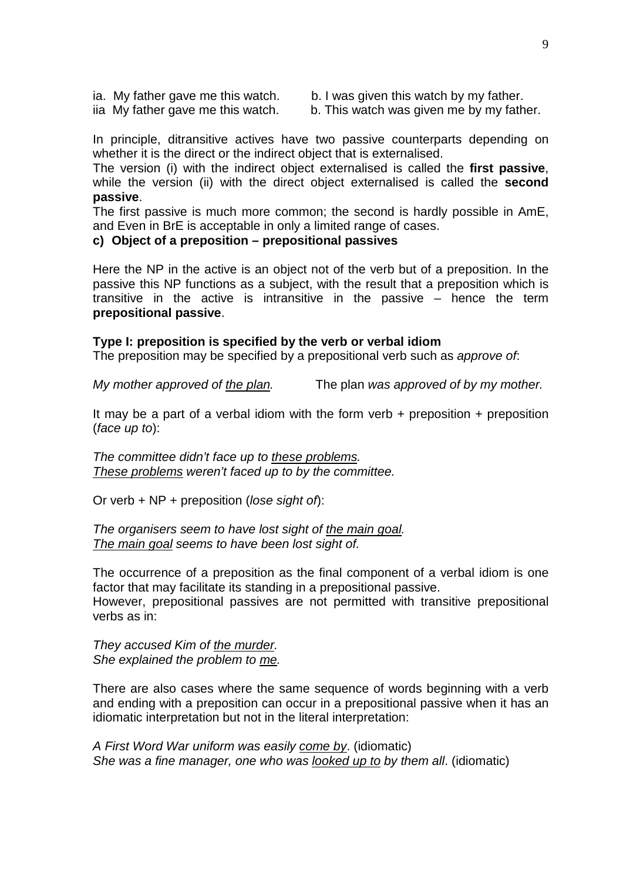ia. My father gave me this watch. b. I was given this watch by my father.
iia My father gave me this watch. b. This watch was given me by my father.

In principle, ditransitive actives have two passive counterparts depending on whether it is the direct or the indirect object that is externalised.
The version (i) with the indirect object externalised is called the **first passive**, while the version (ii) with the direct object externalised is called the **second passive**.
The first passive is much more common; the second is hardly possible in AmE, and Even in BrE is acceptable in only a limited range of cases.

**c) Object of a preposition – prepositional passives**

Here the NP in the active is an object not of the verb but of a preposition. In the passive this NP functions as a subject, with the result that a preposition which is transitive in the active is intransitive in the passive – hence the term **prepositional passive**.

**Type I: preposition is specified by the verb or verbal idiom**
The preposition may be specified by a prepositional verb such as *approve of*:

*My mother approved of <u>the plan</u>.* The plan *was approved of by my mother.*

It may be a part of a verbal idiom with the form verb + preposition + preposition (*face up to*):

*The committee didn't face up to <u>these problems</u>.*
*<u>These problems</u> weren't faced up to by the committee.*

Or verb + NP + preposition (*lose sight of*):

*The organisers seem to have lost sight of <u>the main goal</u>.*
*<u>The main goal</u> seems to have been lost sight of.*

The occurrence of a preposition as the final component of a verbal idiom is one factor that may facilitate its standing in a prepositional passive.
However, prepositional passives are not permitted with transitive prepositional verbs as in:

*They accused Kim of <u>the murder</u>.*
*She explained the problem to <u>me</u>.*

There are also cases where the same sequence of words beginning with a verb and ending with a preposition can occur in a prepositional passive when it has an idiomatic interpretation but not in the literal interpretation:

*A First Word War uniform was easily <u>come by</u>.* (idiomatic)
*She was a fine manager, one who was <u>looked up to</u> by them all.* (idiomatic)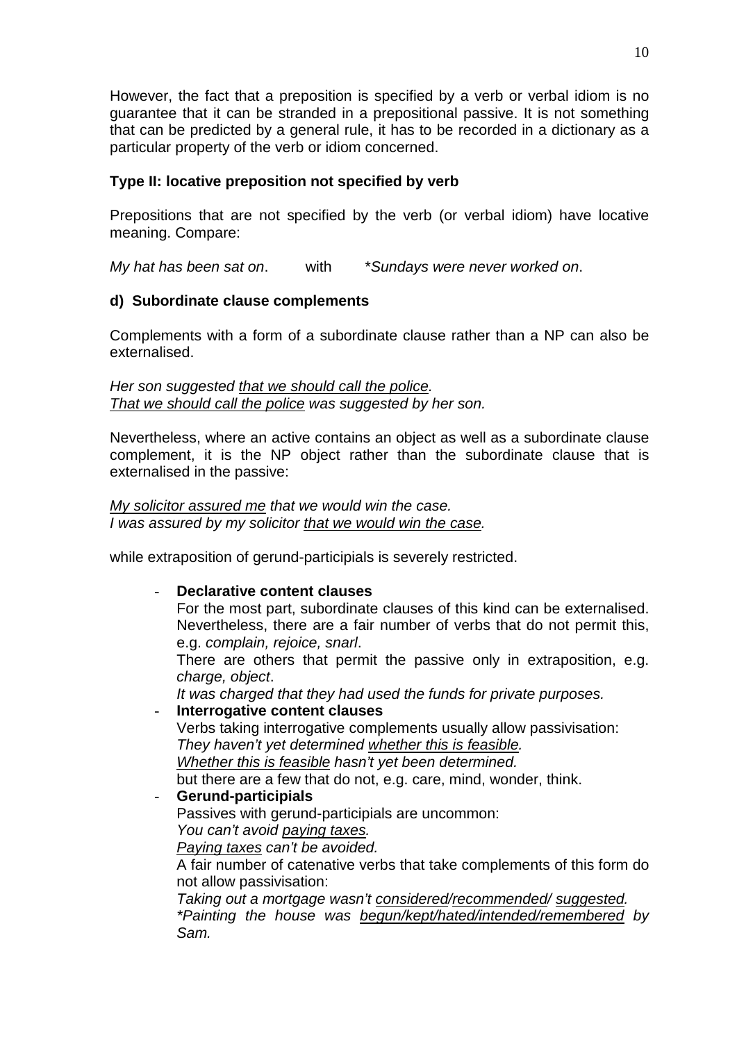However, the fact that a preposition is specified by a verb or verbal idiom is no guarantee that it can be stranded in a prepositional passive. It is not something that can be predicted by a general rule, it has to be recorded in a dictionary as a particular property of the verb or idiom concerned.

**Type II: locative preposition not specified by verb**

Prepositions that are not specified by the verb (or verbal idiom) have locative meaning. Compare:

*My hat has been sat on*. with \**Sundays were never worked on*.

**d) Subordinate clause complements**

Complements with a form of a subordinate clause rather than a NP can also be externalised.

*Her son suggested <u>that we should call the police</u>.*
*<u>That we should call the police</u> was suggested by her son.*

Nevertheless, where an active contains an object as well as a subordinate clause complement, it is the NP object rather than the subordinate clause that is externalised in the passive:

*<u>My solicitor assured me</u> that we would win the case.*
*I was assured by my solicitor <u>that we would win the case</u>.*

while extraposition of gerund-participials is severely restricted.

- **Declarative content clauses**
  For the most part, subordinate clauses of this kind can be externalised. Nevertheless, there are a fair number of verbs that do not permit this, e.g. *complain, rejoice, snarl*.
  There are others that permit the passive only in extraposition, e.g. *charge, object*.
  *It was charged that they had used the funds for private purposes.*
- **Interrogative content clauses**
  Verbs taking interrogative complements usually allow passivisation:
  *They haven't yet determined <u>whether this is feasible</u>.*
  *<u>Whether this is feasible</u> hasn't yet been determined.*
  but there are a few that do not, e.g. care, mind, wonder, think.
- **Gerund-participials**
  Passives with gerund-participials are uncommon:
  *You can't avoid <u>paying taxes</u>.*
  *<u>Paying taxes</u> can't be avoided.*
  A fair number of catenative verbs that take complements of this form do not allow passivisation:
  *Taking out a mortgage wasn't <u>considered</u>/<u>recommended</u>/ <u>suggested</u>.*
  *\*Painting the house was <u>begun/kept/hated/intended/remembered</u> by Sam.*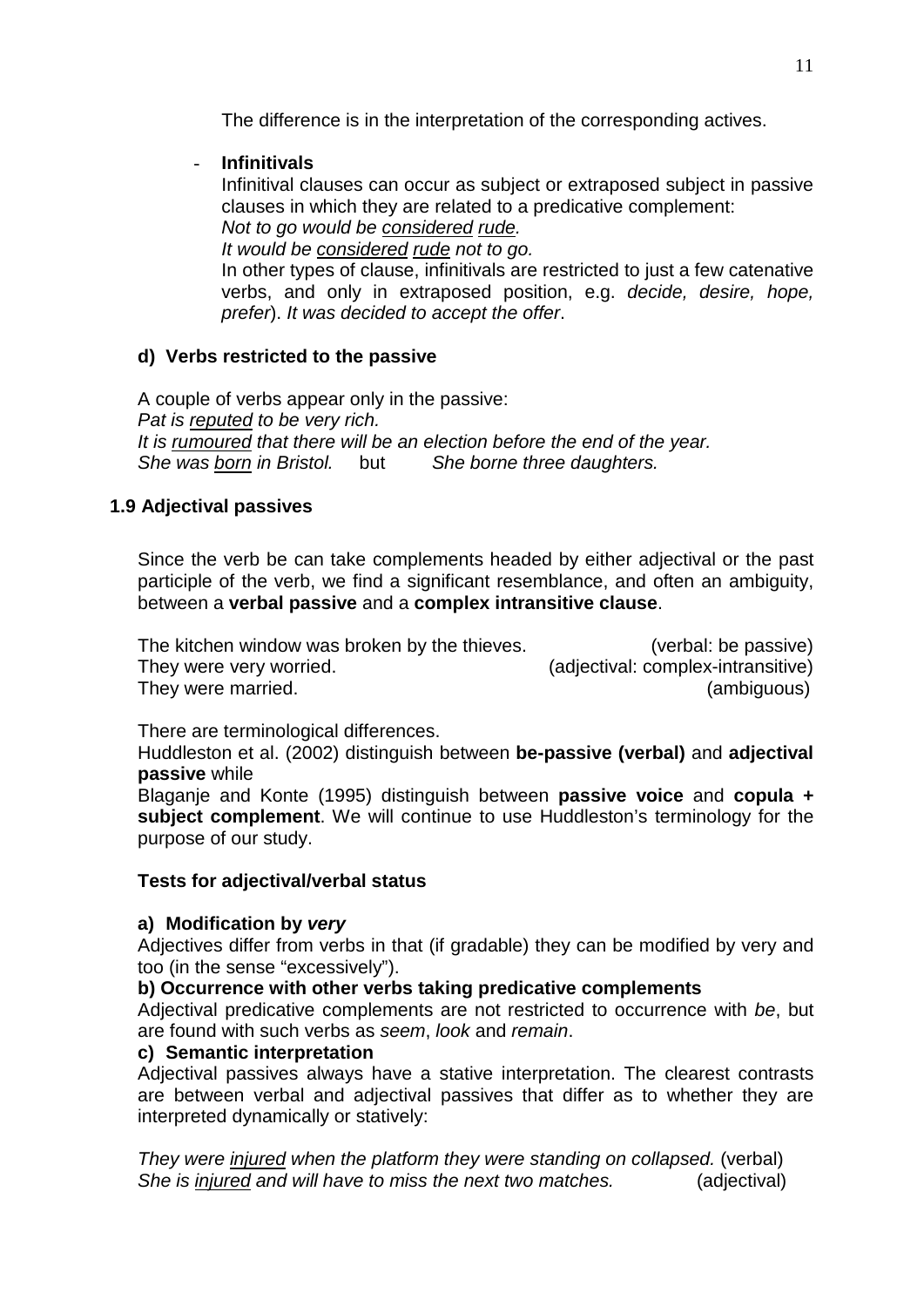The difference is in the interpretation of the corresponding actives.

- **Infinitivals**

  Infinitival clauses can occur as subject or extraposed subject in passive clauses in which they are related to a predicative complement:
  *Not to go would be <u>considered</u> <u>rude</u>.*
  *It would be <u>considered</u> <u>rude</u> not to go.*
  In other types of clause, infinitivals are restricted to just a few catenative verbs, and only in extraposed position, e.g. *decide, desire, hope, prefer*). *It was decided to accept the offer*.

### d) Verbs restricted to the passive

A couple of verbs appear only in the passive:
*Pat is <u>reputed</u> to be very rich.*
*It is <u>rumoured</u> that there will be an election before the end of the year.*
*She was <u>born</u> in Bristol.* but *She borne three daughters.*

## 1.9 Adjectival passives

Since the verb be can take complements headed by either adjectival or the past participle of the verb, we find a significant resemblance, and often an ambiguity, between a **verbal passive** and a **complex intransitive clause**.

| | |
|---|---|
| The kitchen window was broken by the thieves. | (verbal: be passive) |
| They were very worried. | (adjectival: complex-intransitive) |
| They were married. | (ambiguous) |

There are terminological differences.
Huddleston et al. (2002) distinguish between **be-passive (verbal)** and **adjectival passive** while
Blaganje and Konte (1995) distinguish between **passive voice** and **copula + subject complement**. We will continue to use Huddleston's terminology for the purpose of our study.

### Tests for adjectival/verbal status

**a) Modification by *very***
Adjectives differ from verbs in that (if gradable) they can be modified by very and too (in the sense "excessively").

**b) Occurrence with other verbs taking predicative complements**
Adjectival predicative complements are not restricted to occurrence with *be*, but are found with such verbs as *seem*, *look* and *remain*.

**c) Semantic interpretation**
Adjectival passives always have a stative interpretation. The clearest contrasts are between verbal and adjectival passives that differ as to whether they are interpreted dynamically or statively:

*They were <u>injured</u> when the platform they were standing on collapsed.* (verbal)
*She is <u>injured</u> and will have to miss the next two matches.* (adjectival)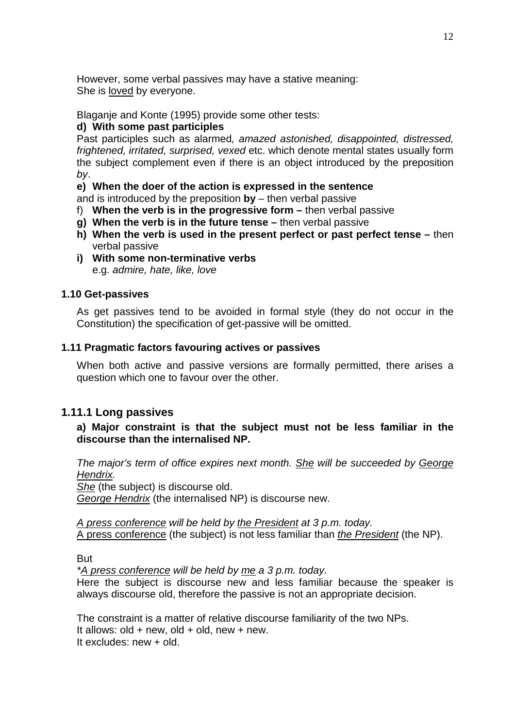However, some verbal passives may have a stative meaning:
She is <u>loved</u> by everyone.

Blaganje and Konte (1995) provide some other tests:

**d) With some past participles**

Past participles such as alarmed*, amazed astonished, disappointed, distressed, frightened, irritated, surprised, vexed* etc. which denote mental states usually form the subject complement even if there is an object introduced by the preposition *by*.

**e) When the doer of the action is expressed in the sentence**
and is introduced by the preposition **by** – then verbal passive

f) **When the verb is in the progressive form –** then verbal passive

**g) When the verb is in the future tense –** then verbal passive

**h) When the verb is used in the present perfect or past perfect tense –** then verbal passive

**i) With some non-terminative verbs**
e.g. *admire, hate, like, love*

### 1.10 Get-passives

As get passives tend to be avoided in formal style (they do not occur in the Constitution) the specification of get-passive will be omitted.

### 1.11 Pragmatic factors favouring actives or passives

When both active and passive versions are formally permitted, there arises a question which one to favour over the other.

## 1.11.1 Long passives

**a) Major constraint is that the subject must not be less familiar in the discourse than the internalised NP.**

*The major's term of office expires next month. <u>She</u> will be succeeded by <u>George Hendrix</u>.*
*<u>She</u>* (the subject) is discourse old.
*<u>George Hendrix</u>* (the internalised NP) is discourse new.

*<u>A press conference</u> will be held by <u>the President</u> at 3 p.m. today.*
<u>A press conference</u> (the subject) is not less familiar than *<u>the President</u>* (the NP).

But

*\*<u>A press conference</u> will be held by <u>me</u> a 3 p.m. today.*
Here the subject is discourse new and less familiar because the speaker is always discourse old, therefore the passive is not an appropriate decision.

The constraint is a matter of relative discourse familiarity of the two NPs.
It allows: old + new, old + old, new + new.
It excludes: new + old.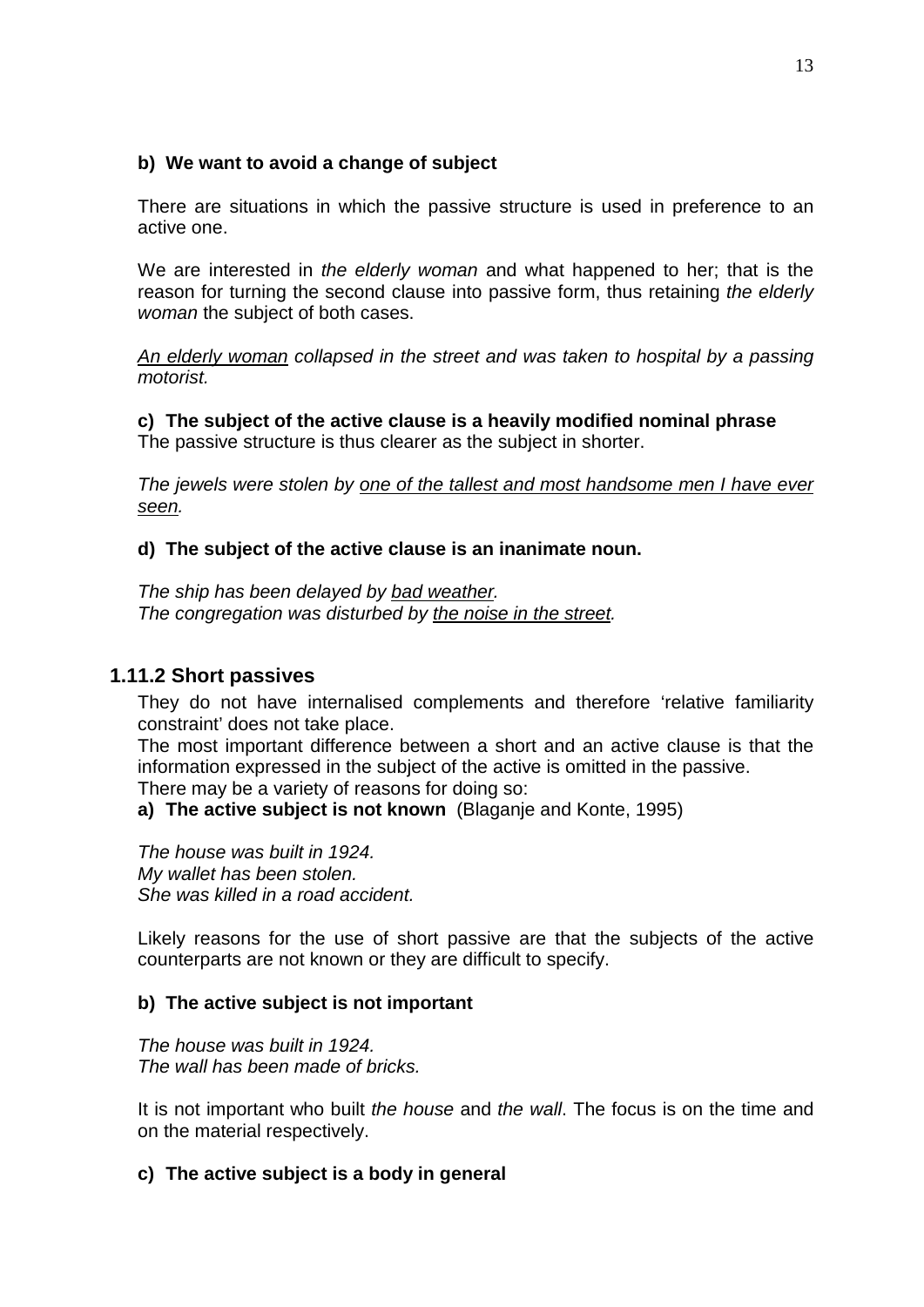**b) We want to avoid a change of subject**

There are situations in which the passive structure is used in preference to an active one.

We are interested in *the elderly woman* and what happened to her; that is the reason for turning the second clause into passive form, thus retaining *the elderly woman* the subject of both cases.

*<u>An elderly woman</u> collapsed in the street and was taken to hospital by a passing motorist.*

**c) The subject of the active clause is a heavily modified nominal phrase**
The passive structure is thus clearer as the subject in shorter.

*The jewels were stolen by <u>one of the tallest and most handsome men I have ever seen</u>.*

**d) The subject of the active clause is an inanimate noun.**

*The ship has been delayed by <u>bad weather</u>.*
*The congregation was disturbed by <u>the noise in the street</u>.*

### 1.11.2 Short passives

They do not have internalised complements and therefore 'relative familiarity constraint' does not take place.
The most important difference between a short and an active clause is that the information expressed in the subject of the active is omitted in the passive.
There may be a variety of reasons for doing so:

**a) The active subject is not known** (Blaganje and Konte, 1995)

*The house was built in 1924.*
*My wallet has been stolen.*
*She was killed in a road accident.*

Likely reasons for the use of short passive are that the subjects of the active counterparts are not known or they are difficult to specify.

**b) The active subject is not important**

*The house was built in 1924.*
*The wall has been made of bricks.*

It is not important who built *the house* and *the wall*. The focus is on the time and on the material respectively.

**c) The active subject is a body in general**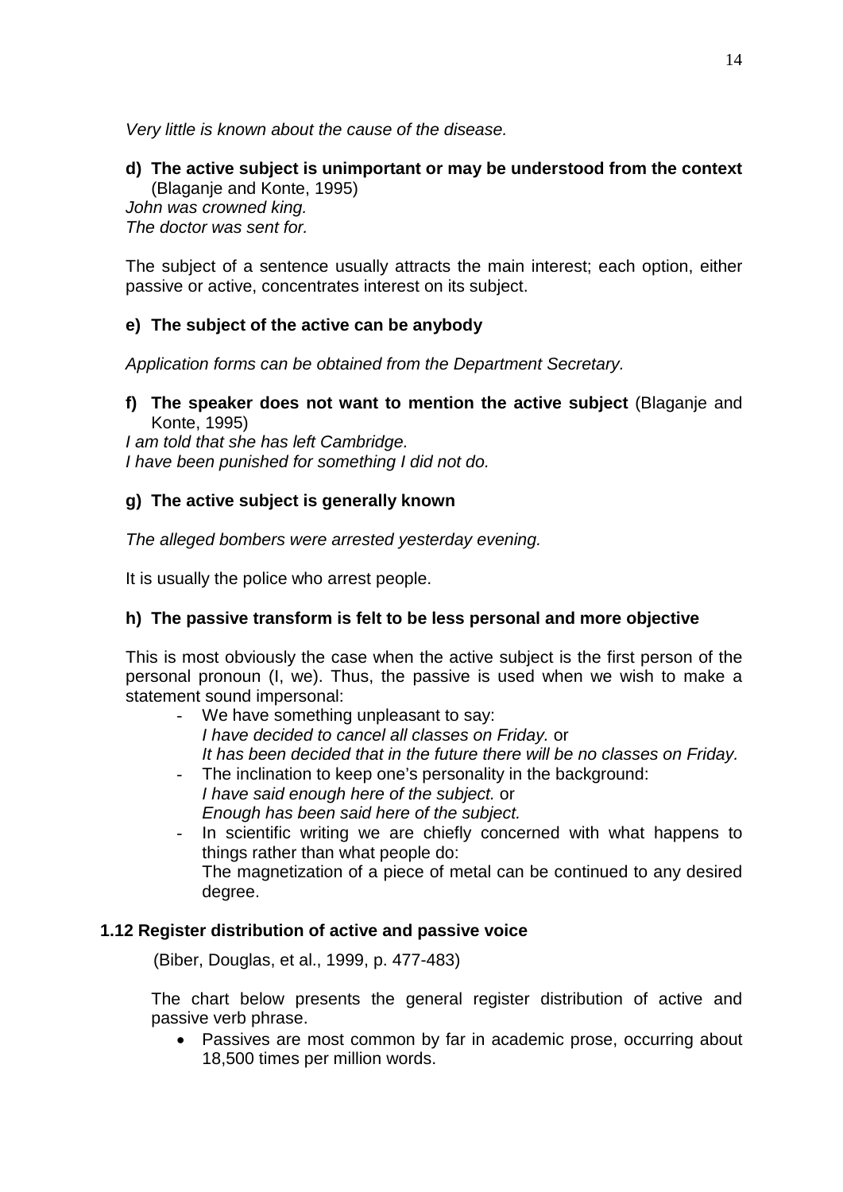*Very little is known about the cause of the disease.*

**d) The active subject is unimportant or may be understood from the context** (Blaganje and Konte, 1995)

*John was crowned king.*
*The doctor was sent for.*

The subject of a sentence usually attracts the main interest; each option, either passive or active, concentrates interest on its subject.

**e) The subject of the active can be anybody**

*Application forms can be obtained from the Department Secretary.*

**f) The speaker does not want to mention the active subject** (Blaganje and Konte, 1995)

*I am told that she has left Cambridge.*
*I have been punished for something I did not do.*

**g) The active subject is generally known**

*The alleged bombers were arrested yesterday evening.*

It is usually the police who arrest people.

**h) The passive transform is felt to be less personal and more objective**

This is most obviously the case when the active subject is the first person of the personal pronoun (I, we). Thus, the passive is used when we wish to make a statement sound impersonal:

- We have something unpleasant to say:
  *I have decided to cancel all classes on Friday.* or
  *It has been decided that in the future there will be no classes on Friday.*
- The inclination to keep one's personality in the background:
  *I have said enough here of the subject.* or
  *Enough has been said here of the subject.*
- In scientific writing we are chiefly concerned with what happens to things rather than what people do:
  The magnetization of a piece of metal can be continued to any desired degree.

### 1.12 Register distribution of active and passive voice

(Biber, Douglas, et al., 1999, p. 477-483)

The chart below presents the general register distribution of active and passive verb phrase.

- Passives are most common by far in academic prose, occurring about 18,500 times per million words.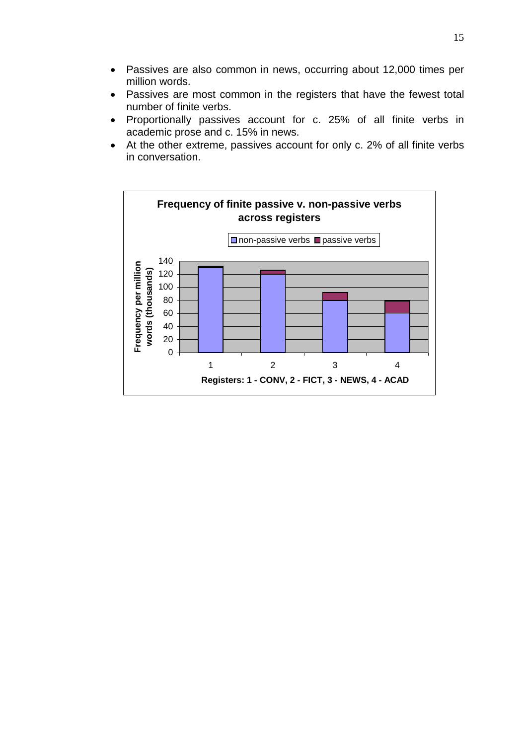- Passives are also common in news, occurring about 12,000 times per million words.
- Passives are most common in the registers that have the fewest total number of finite verbs.
- Proportionally passives account for c. 25% of all finite verbs in academic prose and c. 15% in news.
- At the other extreme, passives account for only c. 2% of all finite verbs in conversation.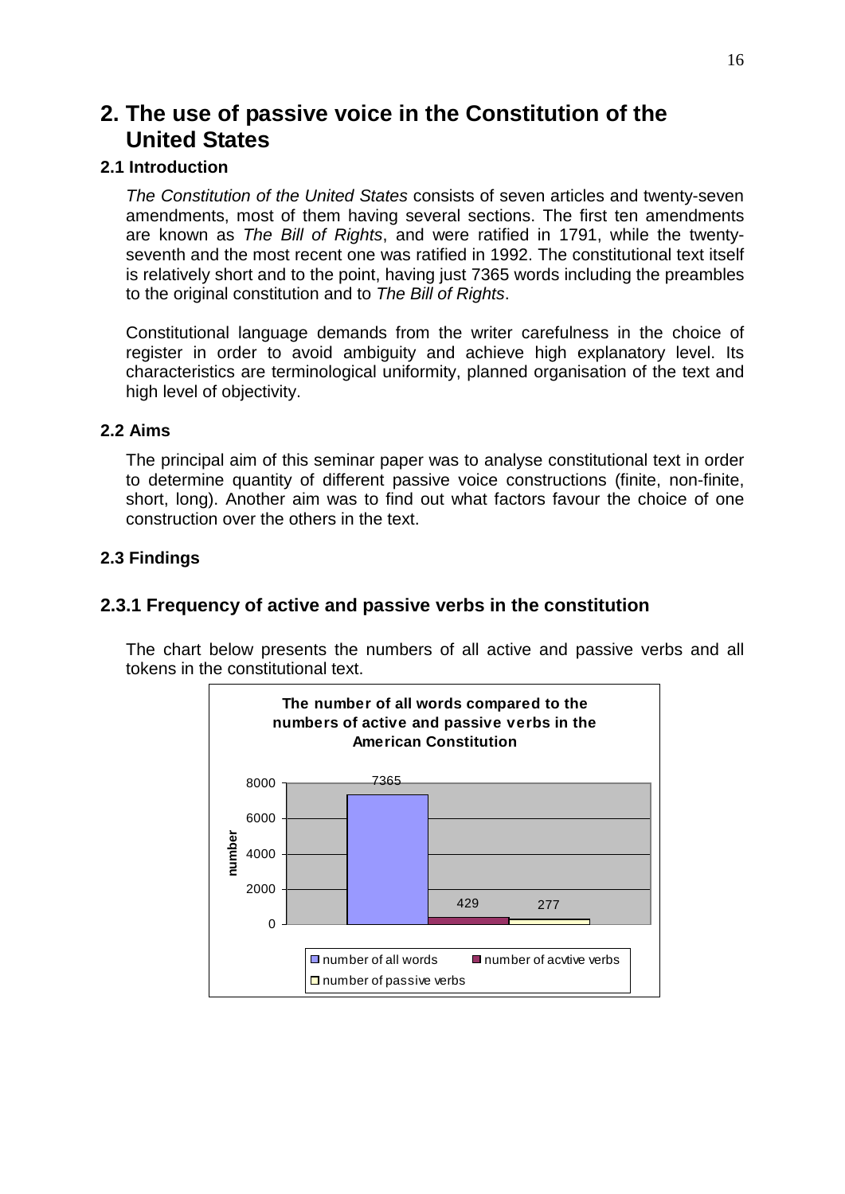# 2. The use of passive voice in the Constitution of the United States

## 2.1 Introduction

*The Constitution of the United States* consists of seven articles and twenty-seven amendments, most of them having several sections. The first ten amendments are known as *The Bill of Rights*, and were ratified in 1791, while the twenty-seventh and the most recent one was ratified in 1992. The constitutional text itself is relatively short and to the point, having just 7365 words including the preambles to the original constitution and to *The Bill of Rights*.

Constitutional language demands from the writer carefulness in the choice of register in order to avoid ambiguity and achieve high explanatory level. Its characteristics are terminological uniformity, planned organisation of the text and high level of objectivity.

## 2.2 Aims

The principal aim of this seminar paper was to analyse constitutional text in order to determine quantity of different passive voice constructions (finite, non-finite, short, long). Another aim was to find out what factors favour the choice of one construction over the others in the text.

## 2.3 Findings

### 2.3.1 Frequency of active and passive verbs in the constitution

The chart below presents the numbers of all active and passive verbs and all tokens in the constitutional text.

**The number of all words compared to the numbers of active and passive verbs in the American Constitution**

| | number |
|---|---|
| number of all words | 7365 |
| number of acvtive verbs | 429 |
| number of passive verbs | 277 |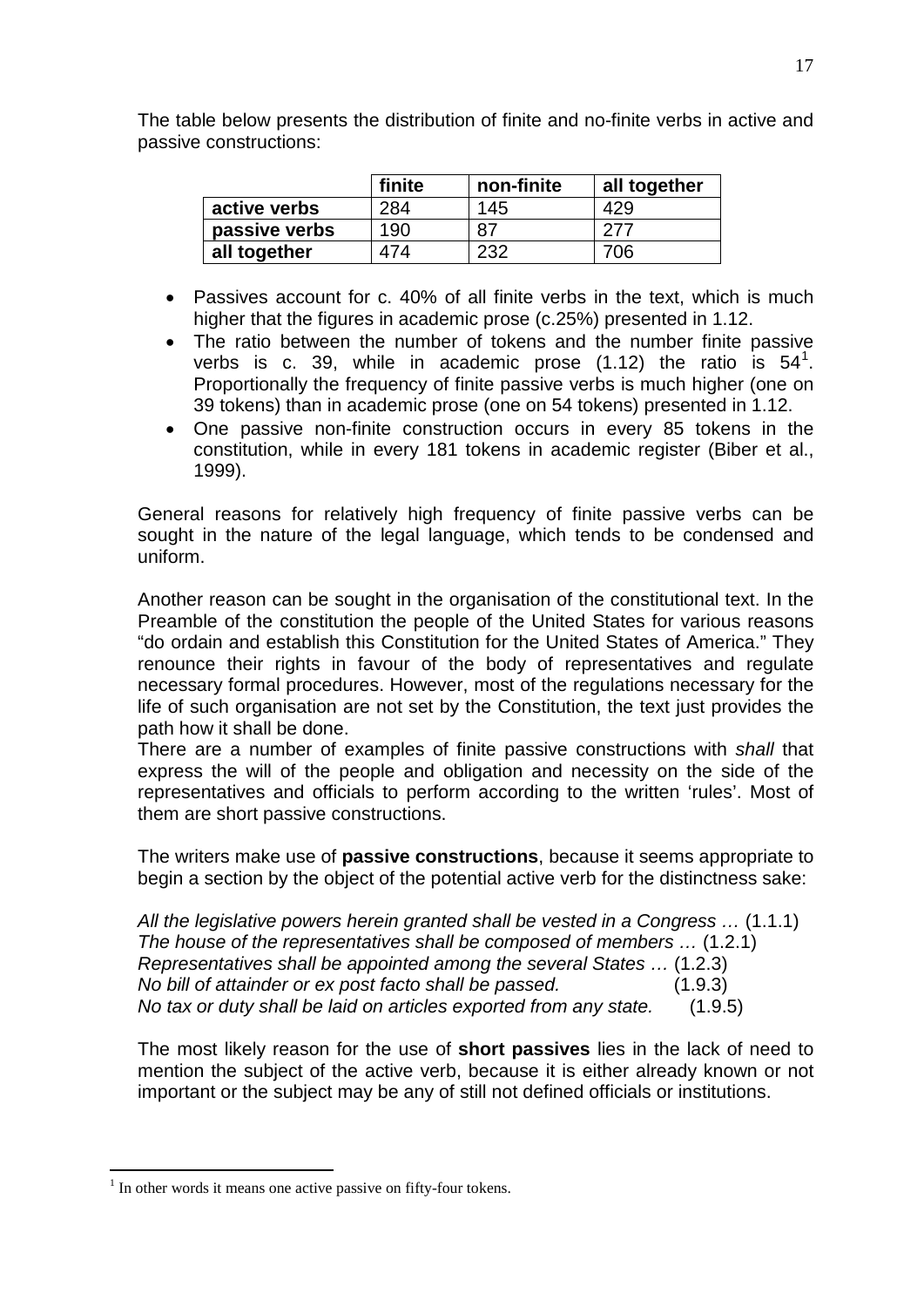The table below presents the distribution of finite and no-finite verbs in active and passive constructions:

| | finite | non-finite | all together |
|---|---|---|---|
| **active verbs** | 284 | 145 | 429 |
| **passive verbs** | 190 | 87 | 277 |
| **all together** | 474 | 232 | 706 |

- Passives account for c. 40% of all finite verbs in the text, which is much higher that the figures in academic prose (c.25%) presented in 1.12.
- The ratio between the number of tokens and the number finite passive verbs is c. 39, while in academic prose (1.12) the ratio is 54[1]. Proportionally the frequency of finite passive verbs is much higher (one on 39 tokens) than in academic prose (one on 54 tokens) presented in 1.12.
- One passive non-finite construction occurs in every 85 tokens in the constitution, while in every 181 tokens in academic register (Biber et al., 1999).

General reasons for relatively high frequency of finite passive verbs can be sought in the nature of the legal language, which tends to be condensed and uniform.

Another reason can be sought in the organisation of the constitutional text. In the Preamble of the constitution the people of the United States for various reasons "do ordain and establish this Constitution for the United States of America." They renounce their rights in favour of the body of representatives and regulate necessary formal procedures. However, most of the regulations necessary for the life of such organisation are not set by the Constitution, the text just provides the path how it shall be done.
There are a number of examples of finite passive constructions with *shall* that express the will of the people and obligation and necessity on the side of the representatives and officials to perform according to the written 'rules'. Most of them are short passive constructions.

The writers make use of **passive constructions**, because it seems appropriate to begin a section by the object of the potential active verb for the distinctness sake:

*All the legislative powers herein granted shall be vested in a Congress …* (1.1.1)
*The house of the representatives shall be composed of members …* (1.2.1)
*Representatives shall be appointed among the several States …* (1.2.3)
*No bill of attainder or ex post facto shall be passed.* (1.9.3)
*No tax or duty shall be laid on articles exported from any state.* (1.9.5)

The most likely reason for the use of **short passives** lies in the lack of need to mention the subject of the active verb, because it is either already known or not important or the subject may be any of still not defined officials or institutions.

[1] In other words it means one active passive on fifty-four tokens.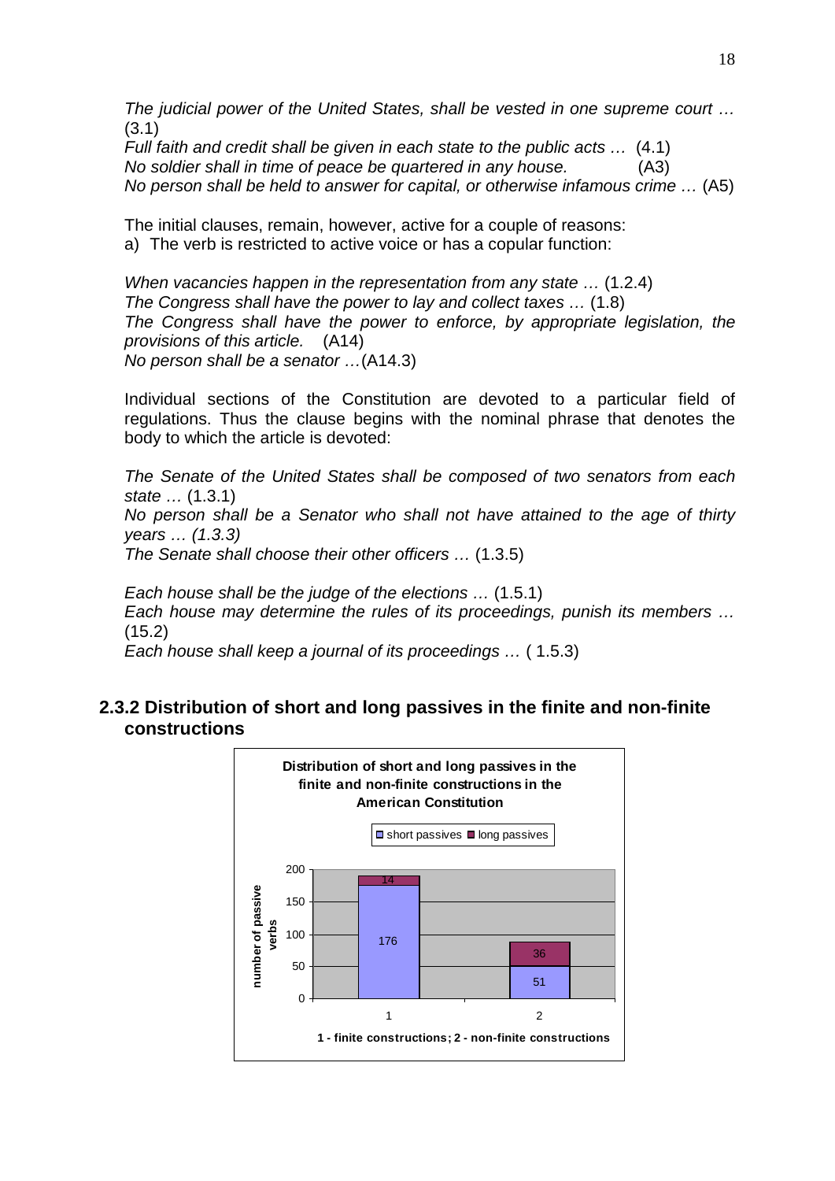*The judicial power of the United States, shall be vested in one supreme court …* (3.1)
*Full faith and credit shall be given in each state to the public acts …* (4.1)
*No soldier shall in time of peace be quartered in any house.* (A3)
*No person shall be held to answer for capital, or otherwise infamous crime …* (A5)

The initial clauses, remain, however, active for a couple of reasons:
a) The verb is restricted to active voice or has a copular function:

*When vacancies happen in the representation from any state …* (1.2.4)
*The Congress shall have the power to lay and collect taxes …* (1.8)
*The Congress shall have the power to enforce, by appropriate legislation, the provisions of this article.* (A14)
*No person shall be a senator …*(A14.3)

Individual sections of the Constitution are devoted to a particular field of regulations. Thus the clause begins with the nominal phrase that denotes the body to which the article is devoted:

*The Senate of the United States shall be composed of two senators from each state …* (1.3.1)
*No person shall be a Senator who shall not have attained to the age of thirty years … (1.3.3)*
*The Senate shall choose their other officers …* (1.3.5)

*Each house shall be the judge of the elections …* (1.5.1)
*Each house may determine the rules of its proceedings, punish its members …* (15.2)
*Each house shall keep a journal of its proceedings …* ( 1.5.3)

### 2.3.2 Distribution of short and long passives in the finite and non-finite constructions

**Distribution of short and long passives in the finite and non-finite constructions in the American Constitution**

| | short passives | long passives |
|---|---|---|
| 1 - finite constructions | 176 | 14 |
| 2 - non-finite constructions | 51 | 36 |

Y-axis: number of passive verbs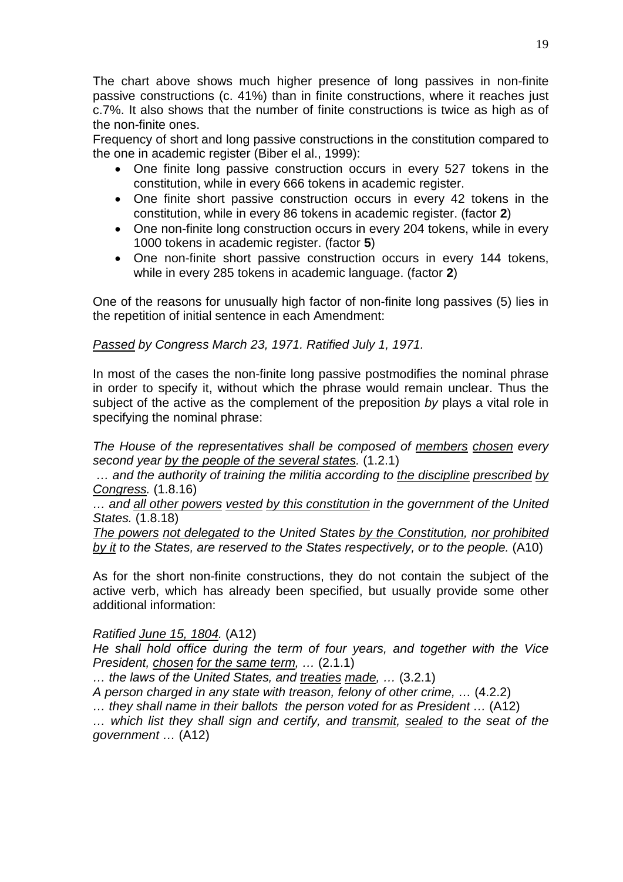The chart above shows much higher presence of long passives in non-finite passive constructions (c. 41%) than in finite constructions, where it reaches just c.7%. It also shows that the number of finite constructions is twice as high as of the non-finite ones.

Frequency of short and long passive constructions in the constitution compared to the one in academic register (Biber el al., 1999):

- One finite long passive construction occurs in every 527 tokens in the constitution, while in every 666 tokens in academic register.
- One finite short passive construction occurs in every 42 tokens in the constitution, while in every 86 tokens in academic register. (factor **2**)
- One non-finite long construction occurs in every 204 tokens, while in every 1000 tokens in academic register. (factor **5**)
- One non-finite short passive construction occurs in every 144 tokens, while in every 285 tokens in academic language. (factor **2**)

One of the reasons for unusually high factor of non-finite long passives (5) lies in the repetition of initial sentence in each Amendment:

*<u>Passed</u> by Congress March 23, 1971. Ratified July 1, 1971.*

In most of the cases the non-finite long passive postmodifies the nominal phrase in order to specify it, without which the phrase would remain unclear. Thus the subject of the active as the complement of the preposition *by* plays a vital role in specifying the nominal phrase:

*The House of the representatives shall be composed of <u>members</u> <u>chosen</u> every second year <u>by the people of the several states</u>.* (1.2.1)

*… and the authority of training the militia according to <u>the discipline</u> <u>prescribed</u> <u>by Congress</u>.* (1.8.16)

*… and <u>all other powers</u> <u>vested</u> <u>by this constitution</u> in the government of the United States.* (1.8.18)

*<u>The powers</u> <u>not delegated</u> to the United States <u>by the Constitution</u>, <u>nor prohibited by it</u> to the States, are reserved to the States respectively, or to the people.* (A10)

As for the short non-finite constructions, they do not contain the subject of the active verb, which has already been specified, but usually provide some other additional information:

*Ratified <u>June 15, 1804</u>.* (A12)

*He shall hold office during the term of four years, and together with the Vice President, <u>chosen</u> <u>for the same term</u>, …* (2.1.1)

*… the laws of the United States, and <u>treaties</u> <u>made</u>, …* (3.2.1)

*A person charged in any state with treason, felony of other crime, …* (4.2.2)

*… they shall name in their ballots the person voted for as President …* (A12)

*… which list they shall sign and certify, and <u>transmit</u>, <u>sealed</u> to the seat of the government …* (A12)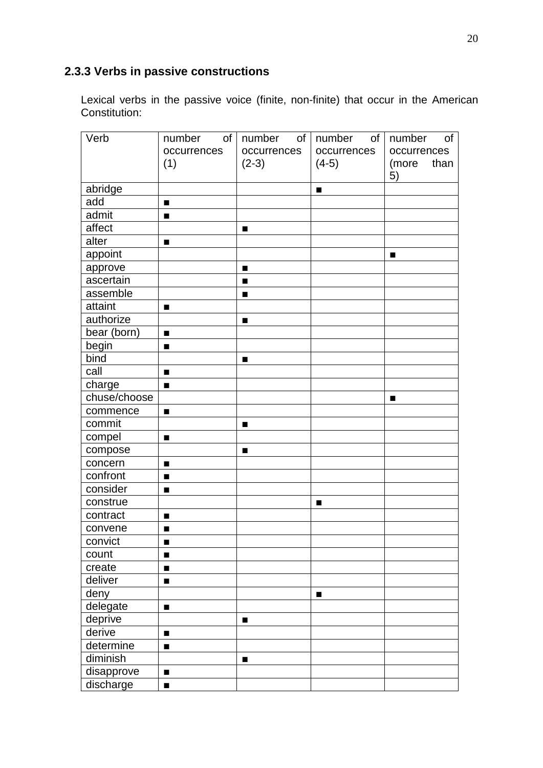### 2.3.3 Verbs in passive constructions

Lexical verbs in the passive voice (finite, non-finite) that occur in the American Constitution:

| Verb | number of occurrences (1) | number of occurrences (2-3) | number of occurrences (4-5) | number of occurrences (more than 5) |
|---|---|---|---|---|
| abridge | | | ■ | |
| add | ■ | | | |
| admit | ■ | | | |
| affect | | ■ | | |
| alter | ■ | | | |
| appoint | | | | ■ |
| approve | | ■ | | |
| ascertain | | ■ | | |
| assemble | | ■ | | |
| attaint | ■ | | | |
| authorize | | ■ | | |
| bear (born) | ■ | | | |
| begin | ■ | | | |
| bind | | ■ | | |
| call | ■ | | | |
| charge | ■ | | | |
| chuse/choose | | | | ■ |
| commence | ■ | | | |
| commit | | ■ | | |
| compel | ■ | | | |
| compose | | ■ | | |
| concern | ■ | | | |
| confront | ■ | | | |
| consider | ■ | | | |
| construe | | | ■ | |
| contract | ■ | | | |
| convene | ■ | | | |
| convict | ■ | | | |
| count | ■ | | | |
| create | ■ | | | |
| deliver | ■ | | | |
| deny | | | ■ | |
| delegate | ■ | | | |
| deprive | | ■ | | |
| derive | ■ | | | |
| determine | ■ | | | |
| diminish | | ■ | | |
| disapprove | ■ | | | |
| discharge | ■ | | | |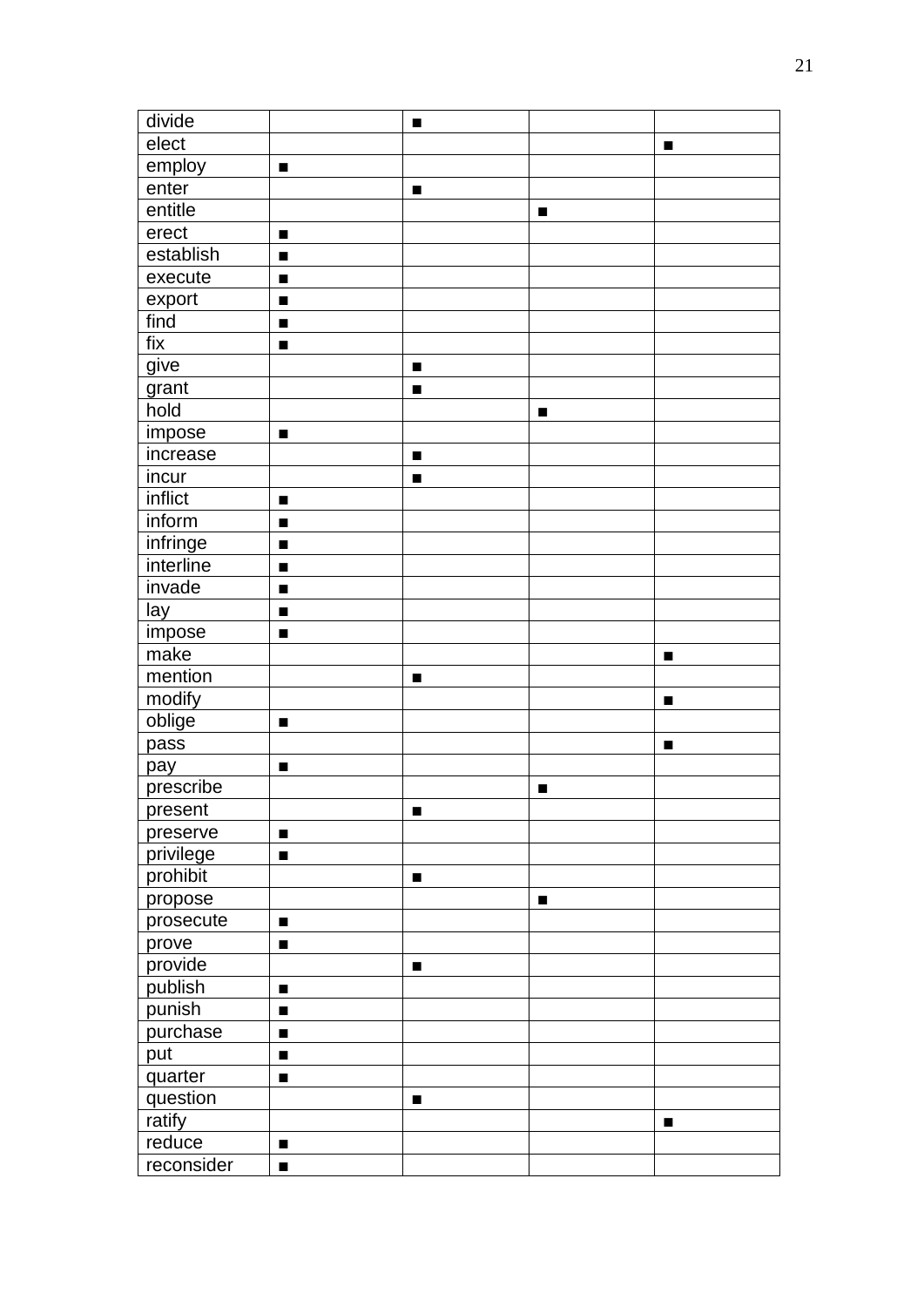| divide | | ■ | | |
|---|---|---|---|---|
| elect | | | | ■ |
| employ | ■ | | | |
| enter | | ■ | | |
| entitle | | | ■ | |
| erect | ■ | | | |
| establish | ■ | | | |
| execute | ■ | | | |
| export | ■ | | | |
| find | ■ | | | |
| fix | ■ | | | |
| give | | ■ | | |
| grant | | ■ | | |
| hold | | | ■ | |
| impose | ■ | | | |
| increase | | ■ | | |
| incur | | ■ | | |
| inflict | ■ | | | |
| inform | ■ | | | |
| infringe | ■ | | | |
| interline | ■ | | | |
| invade | ■ | | | |
| lay | ■ | | | |
| impose | ■ | | | |
| make | | | | ■ |
| mention | | ■ | | |
| modify | | | | ■ |
| oblige | ■ | | | |
| pass | | | | ■ |
| pay | ■ | | | |
| prescribe | | | ■ | |
| present | | ■ | | |
| preserve | ■ | | | |
| privilege | ■ | | | |
| prohibit | | ■ | | |
| propose | | | ■ | |
| prosecute | ■ | | | |
| prove | ■ | | | |
| provide | | ■ | | |
| publish | ■ | | | |
| punish | ■ | | | |
| purchase | ■ | | | |
| put | ■ | | | |
| quarter | ■ | | | |
| question | | ■ | | |
| ratify | | | | ■ |
| reduce | ■ | | | |
| reconsider | ■ | | | |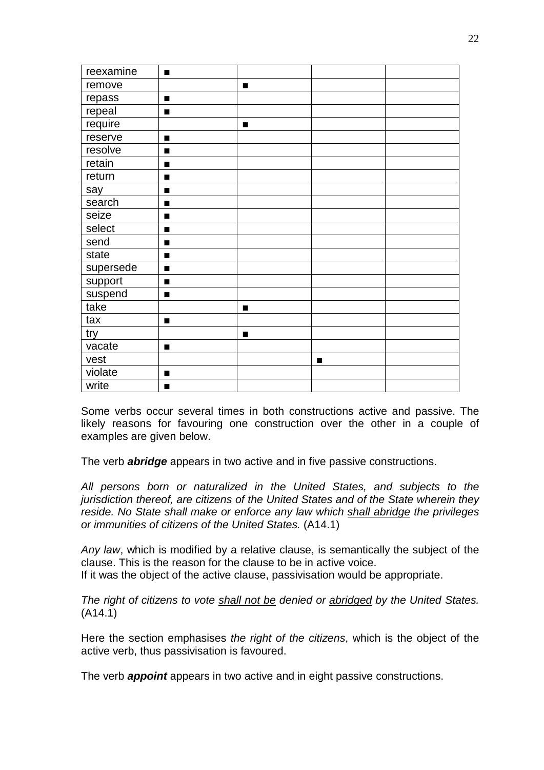| reexamine | ■ | | | |
|---|---|---|---|---|
| remove | | ■ | | |
| repass | ■ | | | |
| repeal | ■ | | | |
| require | | ■ | | |
| reserve | ■ | | | |
| resolve | ■ | | | |
| retain | ■ | | | |
| return | ■ | | | |
| say | ■ | | | |
| search | ■ | | | |
| seize | ■ | | | |
| select | ■ | | | |
| send | ■ | | | |
| state | ■ | | | |
| supersede | ■ | | | |
| support | ■ | | | |
| suspend | ■ | | | |
| take | | ■ | | |
| tax | ■ | | | |
| try | | ■ | | |
| vacate | ■ | | | |
| vest | | | ■ | |
| violate | ■ | | | |
| write | ■ | | | |

Some verbs occur several times in both constructions active and passive. The likely reasons for favouring one construction over the other in a couple of examples are given below.

The verb ***abridge*** appears in two active and in five passive constructions.

*All persons born or naturalized in the United States, and subjects to the jurisdiction thereof, are citizens of the United States and of the State wherein they reside. No State shall make or enforce any law which <u>shall abridge</u> the privileges or immunities of citizens of the United States.* (A14.1)

*Any law*, which is modified by a relative clause, is semantically the subject of the clause. This is the reason for the clause to be in active voice.
If it was the object of the active clause, passivisation would be appropriate.

*The right of citizens to vote <u>shall not be</u> denied or <u>abridged</u> by the United States.* (A14.1)

Here the section emphasises *the right of the citizens*, which is the object of the active verb, thus passivisation is favoured.

The verb ***appoint*** appears in two active and in eight passive constructions.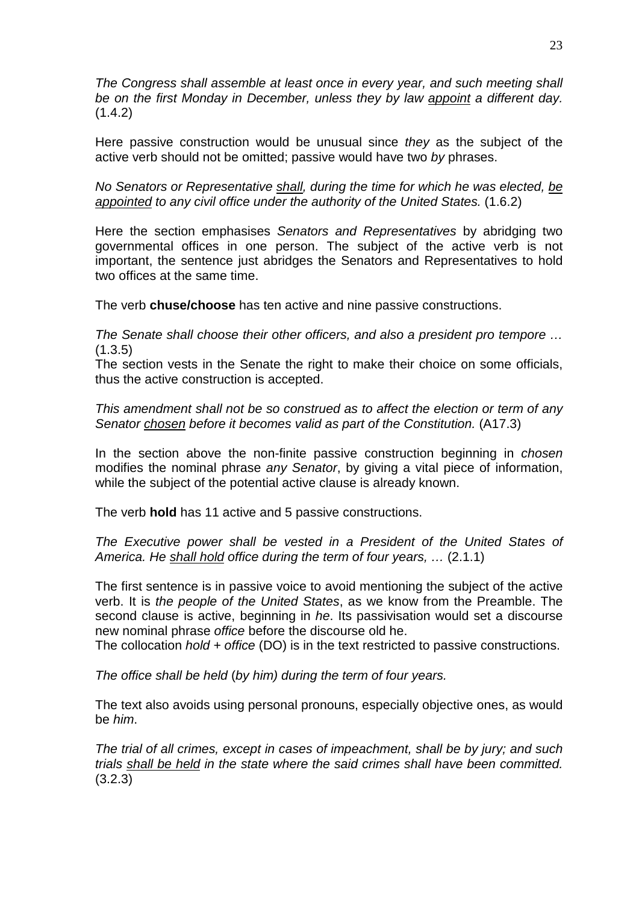*The Congress shall assemble at least once in every year, and such meeting shall be on the first Monday in December, unless they by law appoint a different day.* (1.4.2)

Here passive construction would be unusual since *they* as the subject of the active verb should not be omitted; passive would have two *by* phrases.

*No Senators or Representative shall, during the time for which he was elected, be appointed to any civil office under the authority of the United States.* (1.6.2)

Here the section emphasises *Senators and Representatives* by abridging two governmental offices in one person. The subject of the active verb is not important, the sentence just abridges the Senators and Representatives to hold two offices at the same time.

The verb **chuse/choose** has ten active and nine passive constructions.

*The Senate shall choose their other officers, and also a president pro tempore …* (1.3.5)
The section vests in the Senate the right to make their choice on some officials, thus the active construction is accepted.

*This amendment shall not be so construed as to affect the election or term of any Senator chosen before it becomes valid as part of the Constitution.* (A17.3)

In the section above the non-finite passive construction beginning in *chosen* modifies the nominal phrase *any Senator*, by giving a vital piece of information, while the subject of the potential active clause is already known.

The verb **hold** has 11 active and 5 passive constructions.

*The Executive power shall be vested in a President of the United States of America. He shall hold office during the term of four years, …* (2.1.1)

The first sentence is in passive voice to avoid mentioning the subject of the active verb. It is *the people of the United States*, as we know from the Preamble. The second clause is active, beginning in *he*. Its passivisation would set a discourse new nominal phrase *office* before the discourse old he.
The collocation *hold + office* (DO) is in the text restricted to passive constructions.

*The office shall be held* (*by him) during the term of four years.*

The text also avoids using personal pronouns, especially objective ones, as would be *him*.

*The trial of all crimes, except in cases of impeachment, shall be by jury; and such trials shall be held in the state where the said crimes shall have been committed.* (3.2.3)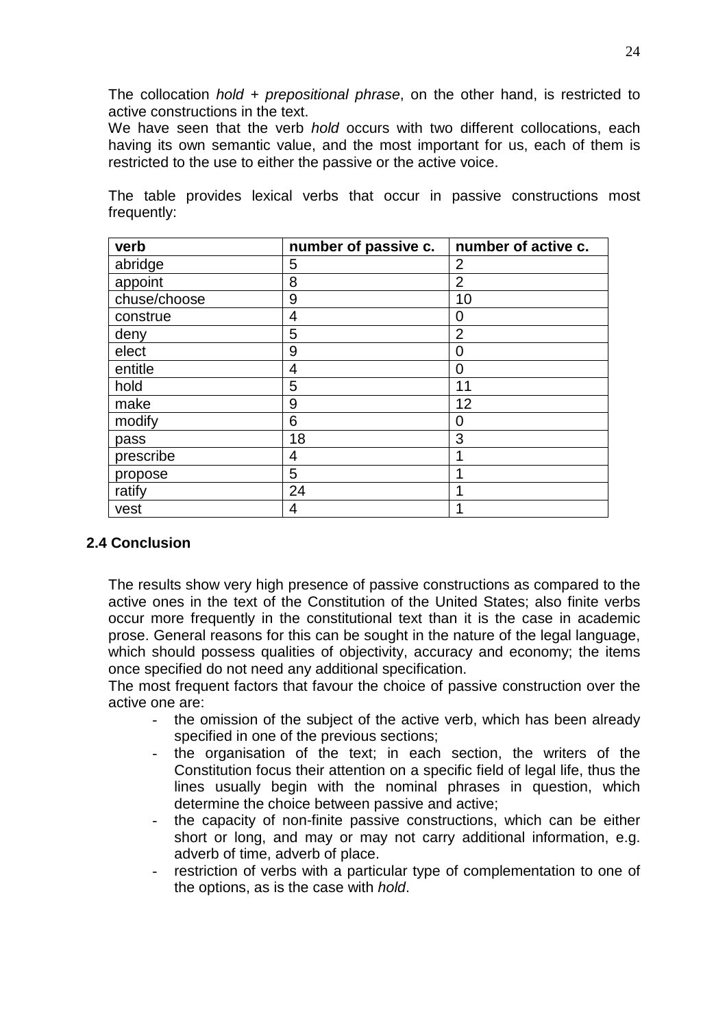The collocation *hold + prepositional phrase*, on the other hand, is restricted to active constructions in the text.
We have seen that the verb *hold* occurs with two different collocations, each having its own semantic value, and the most important for us, each of them is restricted to the use to either the passive or the active voice.

The table provides lexical verbs that occur in passive constructions most frequently:

| verb | number of passive c. | number of active c. |
|---|---|---|
| abridge | 5 | 2 |
| appoint | 8 | 2 |
| chuse/choose | 9 | 10 |
| construe | 4 | 0 |
| deny | 5 | 2 |
| elect | 9 | 0 |
| entitle | 4 | 0 |
| hold | 5 | 11 |
| make | 9 | 12 |
| modify | 6 | 0 |
| pass | 18 | 3 |
| prescribe | 4 | 1 |
| propose | 5 | 1 |
| ratify | 24 | 1 |
| vest | 4 | 1 |

## 2.4 Conclusion

The results show very high presence of passive constructions as compared to the active ones in the text of the Constitution of the United States; also finite verbs occur more frequently in the constitutional text than it is the case in academic prose. General reasons for this can be sought in the nature of the legal language, which should possess qualities of objectivity, accuracy and economy; the items once specified do not need any additional specification.
The most frequent factors that favour the choice of passive construction over the active one are:

- the omission of the subject of the active verb, which has been already specified in one of the previous sections;
- the organisation of the text; in each section, the writers of the Constitution focus their attention on a specific field of legal life, thus the lines usually begin with the nominal phrases in question, which determine the choice between passive and active;
- the capacity of non-finite passive constructions, which can be either short or long, and may or may not carry additional information, e.g. adverb of time, adverb of place.
- restriction of verbs with a particular type of complementation to one of the options, as is the case with *hold*.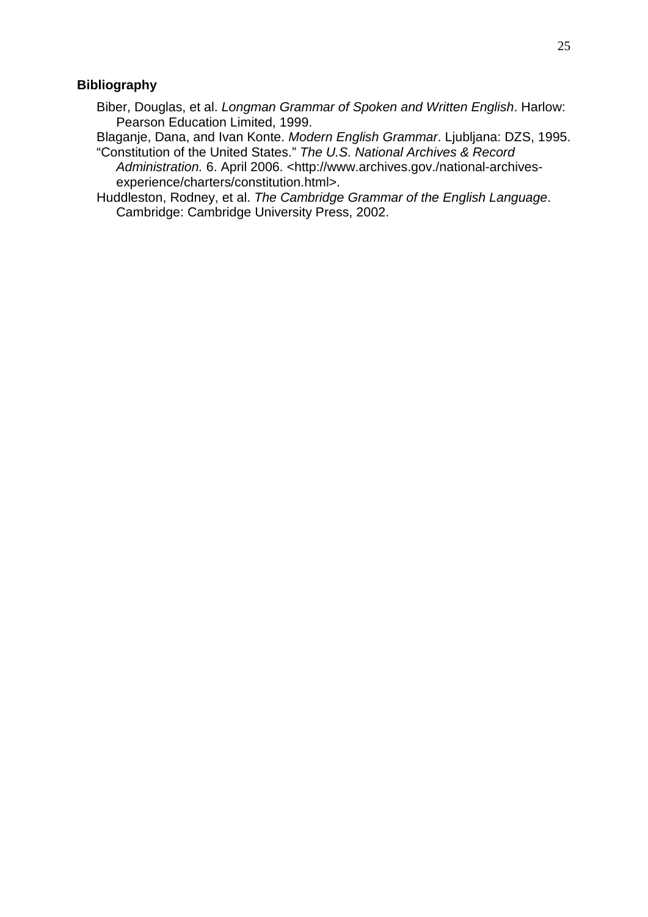## Bibliography

Biber, Douglas, et al. *Longman Grammar of Spoken and Written English*. Harlow: Pearson Education Limited, 1999.

Blaganje, Dana, and Ivan Konte. *Modern English Grammar*. Ljubljana: DZS, 1995.

"Constitution of the United States." *The U.S. National Archives & Record Administration.* 6. April 2006. <http://www.archives.gov./national-archives-experience/charters/constitution.html>.

Huddleston, Rodney, et al. *The Cambridge Grammar of the English Language*. Cambridge: Cambridge University Press, 2002.